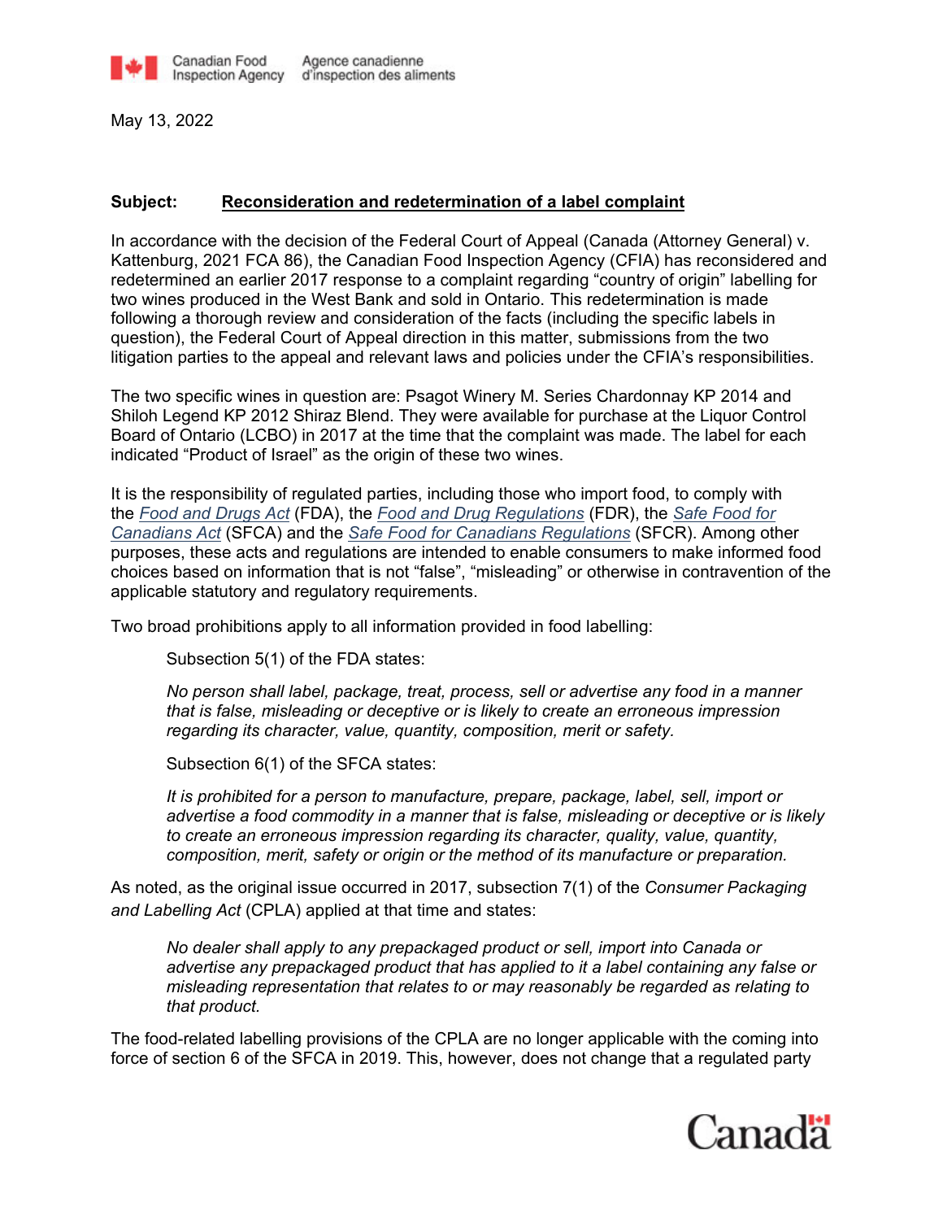Canadian Food Inspection Agency / Agence canadienne d'inspection des aliments

May 13, 2022

**Subject: Reconsideration and redetermination of a label complaint**

In accordance with the decision of the Federal Court of Appeal (Canada (Attorney General) v. Kattenburg, 2021 FCA 86), the Canadian Food Inspection Agency (CFIA) has reconsidered and redetermined an earlier 2017 response to a complaint regarding "country of origin" labelling for two wines produced in the West Bank and sold in Ontario. This redetermination is made following a thorough review and consideration of the facts (including the specific labels in question), the Federal Court of Appeal direction in this matter, submissions from the two litigation parties to the appeal and relevant laws and policies under the CFIA's responsibilities.

The two specific wines in question are: Psagot Winery M. Series Chardonnay KP 2014 and Shiloh Legend KP 2012 Shiraz Blend. They were available for purchase at the Liquor Control Board of Ontario (LCBO) in 2017 at the time that the complaint was made. The label for each indicated "Product of Israel" as the origin of these two wines.

It is the responsibility of regulated parties, including those who import food, to comply with the *Food and Drugs Act* (FDA), the *Food and Drug Regulations* (FDR), the *Safe Food for Canadians Act* (SFCA) and the *Safe Food for Canadians Regulations* (SFCR). Among other purposes, these acts and regulations are intended to enable consumers to make informed food choices based on information that is not "false", "misleading" or otherwise in contravention of the applicable statutory and regulatory requirements.

Two broad prohibitions apply to all information provided in food labelling:

> Subsection 5(1) of the FDA states:
>
> *No person shall label, package, treat, process, sell or advertise any food in a manner that is false, misleading or deceptive or is likely to create an erroneous impression regarding its character, value, quantity, composition, merit or safety.*
>
> Subsection 6(1) of the SFCA states:
>
> *It is prohibited for a person to manufacture, prepare, package, label, sell, import or advertise a food commodity in a manner that is false, misleading or deceptive or is likely to create an erroneous impression regarding its character, quality, value, quantity, composition, merit, safety or origin or the method of its manufacture or preparation.*

As noted, as the original issue occurred in 2017, subsection 7(1) of the *Consumer Packaging and Labelling Act* (CPLA) applied at that time and states:

> *No dealer shall apply to any prepackaged product or sell, import into Canada or advertise any prepackaged product that has applied to it a label containing any false or misleading representation that relates to or may reasonably be regarded as relating to that product.*

The food-related labelling provisions of the CPLA are no longer applicable with the coming into force of section 6 of the SFCA in 2019. This, however, does not change that a regulated party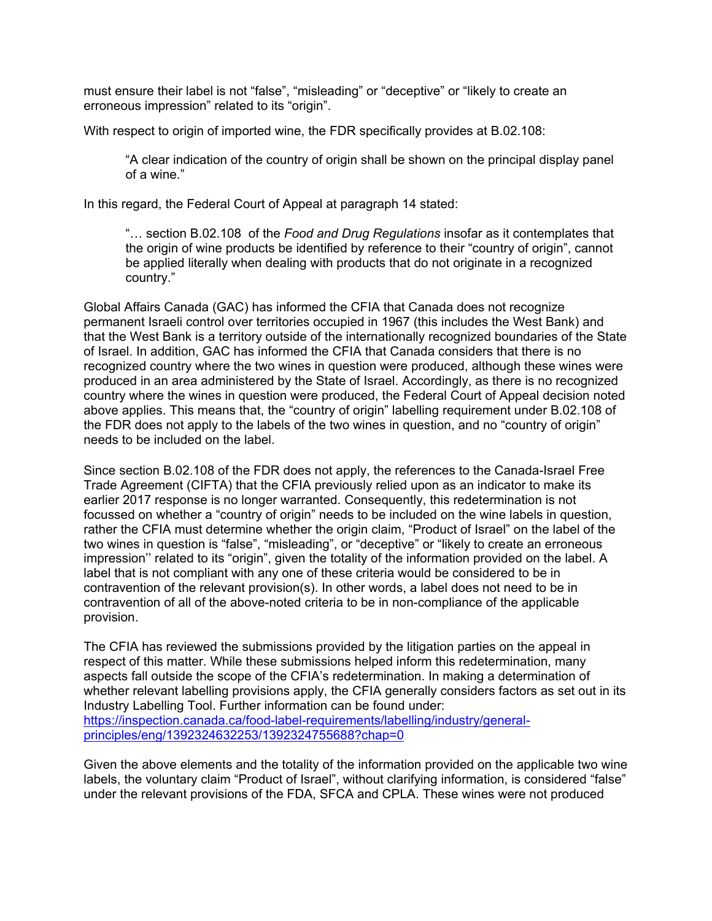must ensure their label is not “false”, “misleading” or “deceptive” or “likely to create an erroneous impression” related to its “origin”.

With respect to origin of imported wine, the FDR specifically provides at B.02.108:

> “A clear indication of the country of origin shall be shown on the principal display panel of a wine.”

In this regard, the Federal Court of Appeal at paragraph 14 stated:

> “… section B.02.108 of the *Food and Drug Regulations* insofar as it contemplates that the origin of wine products be identified by reference to their “country of origin”, cannot be applied literally when dealing with products that do not originate in a recognized country.”

Global Affairs Canada (GAC) has informed the CFIA that Canada does not recognize permanent Israeli control over territories occupied in 1967 (this includes the West Bank) and that the West Bank is a territory outside of the internationally recognized boundaries of the State of Israel. In addition, GAC has informed the CFIA that Canada considers that there is no recognized country where the two wines in question were produced, although these wines were produced in an area administered by the State of Israel. Accordingly, as there is no recognized country where the wines in question were produced, the Federal Court of Appeal decision noted above applies. This means that, the “country of origin” labelling requirement under B.02.108 of the FDR does not apply to the labels of the two wines in question, and no “country of origin” needs to be included on the label.

Since section B.02.108 of the FDR does not apply, the references to the Canada-Israel Free Trade Agreement (CIFTA) that the CFIA previously relied upon as an indicator to make its earlier 2017 response is no longer warranted. Consequently, this redetermination is not focussed on whether a “country of origin” needs to be included on the wine labels in question, rather the CFIA must determine whether the origin claim, “Product of Israel” on the label of the two wines in question is “false”, “misleading”, or “deceptive” or “likely to create an erroneous impression’’ related to its “origin”, given the totality of the information provided on the label. A label that is not compliant with any one of these criteria would be considered to be in contravention of the relevant provision(s). In other words, a label does not need to be in contravention of all of the above-noted criteria to be in non-compliance of the applicable provision.

The CFIA has reviewed the submissions provided by the litigation parties on the appeal in respect of this matter. While these submissions helped inform this redetermination, many aspects fall outside the scope of the CFIA’s redetermination. In making a determination of whether relevant labelling provisions apply, the CFIA generally considers factors as set out in its Industry Labelling Tool. Further information can be found under: https://inspection.canada.ca/food-label-requirements/labelling/industry/general-principles/eng/1392324632253/1392324755688?chap=0

Given the above elements and the totality of the information provided on the applicable two wine labels, the voluntary claim “Product of Israel”, without clarifying information, is considered “false” under the relevant provisions of the FDA, SFCA and CPLA. These wines were not produced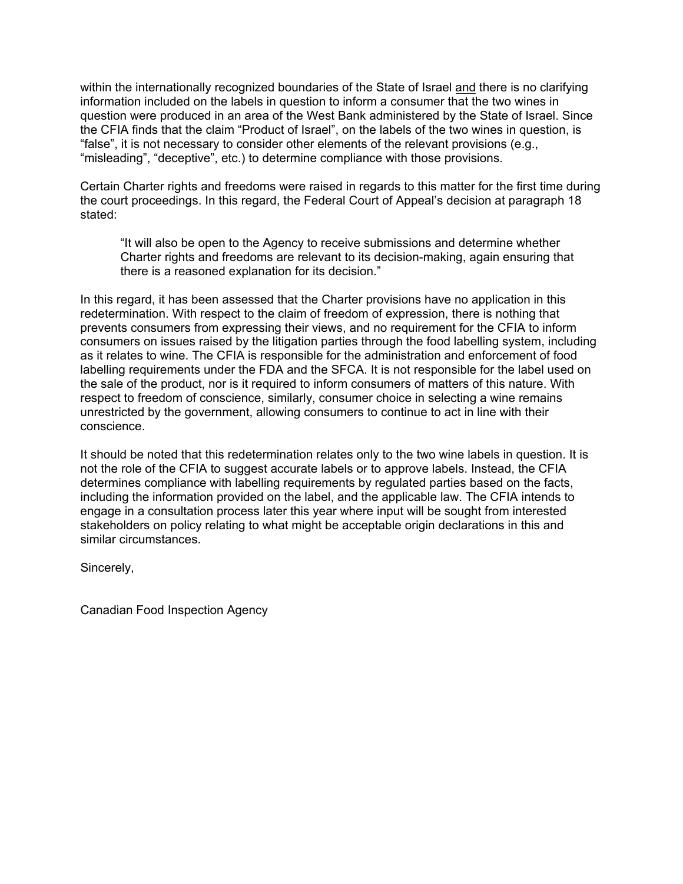within the internationally recognized boundaries of the State of Israel <u>and</u> there is no clarifying information included on the labels in question to inform a consumer that the two wines in question were produced in an area of the West Bank administered by the State of Israel. Since the CFIA finds that the claim "Product of Israel", on the labels of the two wines in question, is "false", it is not necessary to consider other elements of the relevant provisions (e.g., "misleading", "deceptive", etc.) to determine compliance with those provisions.

Certain Charter rights and freedoms were raised in regards to this matter for the first time during the court proceedings. In this regard, the Federal Court of Appeal's decision at paragraph 18 stated:

> "It will also be open to the Agency to receive submissions and determine whether Charter rights and freedoms are relevant to its decision-making, again ensuring that there is a reasoned explanation for its decision."

In this regard, it has been assessed that the Charter provisions have no application in this redetermination. With respect to the claim of freedom of expression, there is nothing that prevents consumers from expressing their views, and no requirement for the CFIA to inform consumers on issues raised by the litigation parties through the food labelling system, including as it relates to wine. The CFIA is responsible for the administration and enforcement of food labelling requirements under the FDA and the SFCA. It is not responsible for the label used on the sale of the product, nor is it required to inform consumers of matters of this nature. With respect to freedom of conscience, similarly, consumer choice in selecting a wine remains unrestricted by the government, allowing consumers to continue to act in line with their conscience.

It should be noted that this redetermination relates only to the two wine labels in question. It is not the role of the CFIA to suggest accurate labels or to approve labels. Instead, the CFIA determines compliance with labelling requirements by regulated parties based on the facts, including the information provided on the label, and the applicable law. The CFIA intends to engage in a consultation process later this year where input will be sought from interested stakeholders on policy relating to what might be acceptable origin declarations in this and similar circumstances.

Sincerely,

Canadian Food Inspection Agency